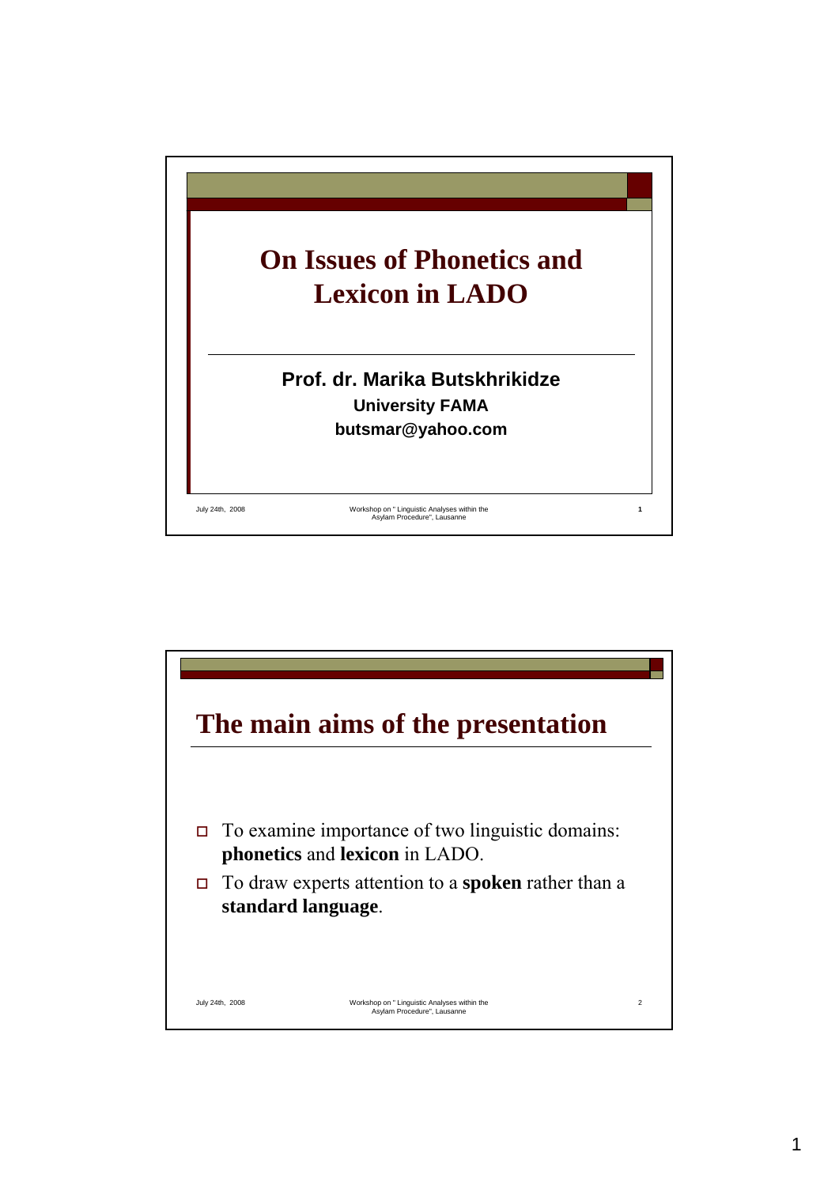# On Issues of Phonetics and Lexicon in LADO

**Prof. dr. Marika Butskhrikidze**

**University FAMA**

**butsmar@yahoo.com**

## The main aims of the presentation

- To examine importance of two linguistic domains: **phonetics** and **lexicon** in LADO.
- To draw experts attention to a **spoken** rather than a **standard language**.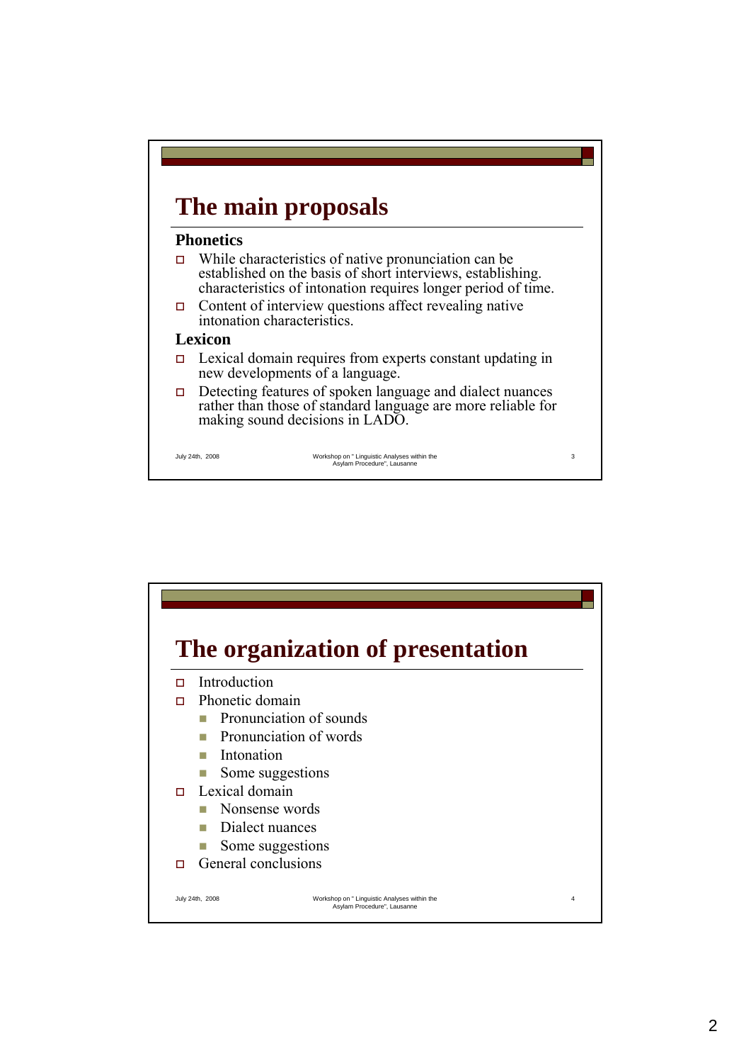## The main proposals

**Phonetics**

- While characteristics of native pronunciation can be established on the basis of short interviews, establishing. characteristics of intonation requires longer period of time.
- Content of interview questions affect revealing native intonation characteristics.

**Lexicon**

- Lexical domain requires from experts constant updating in new developments of a language.
- Detecting features of spoken language and dialect nuances rather than those of standard language are more reliable for making sound decisions in LADO.

## The organization of presentation

- Introduction
- Phonetic domain
  - Pronunciation of sounds
  - Pronunciation of words
  - Intonation
  - Some suggestions
- Lexical domain
  - Nonsense words
  - Dialect nuances
  - Some suggestions
- General conclusions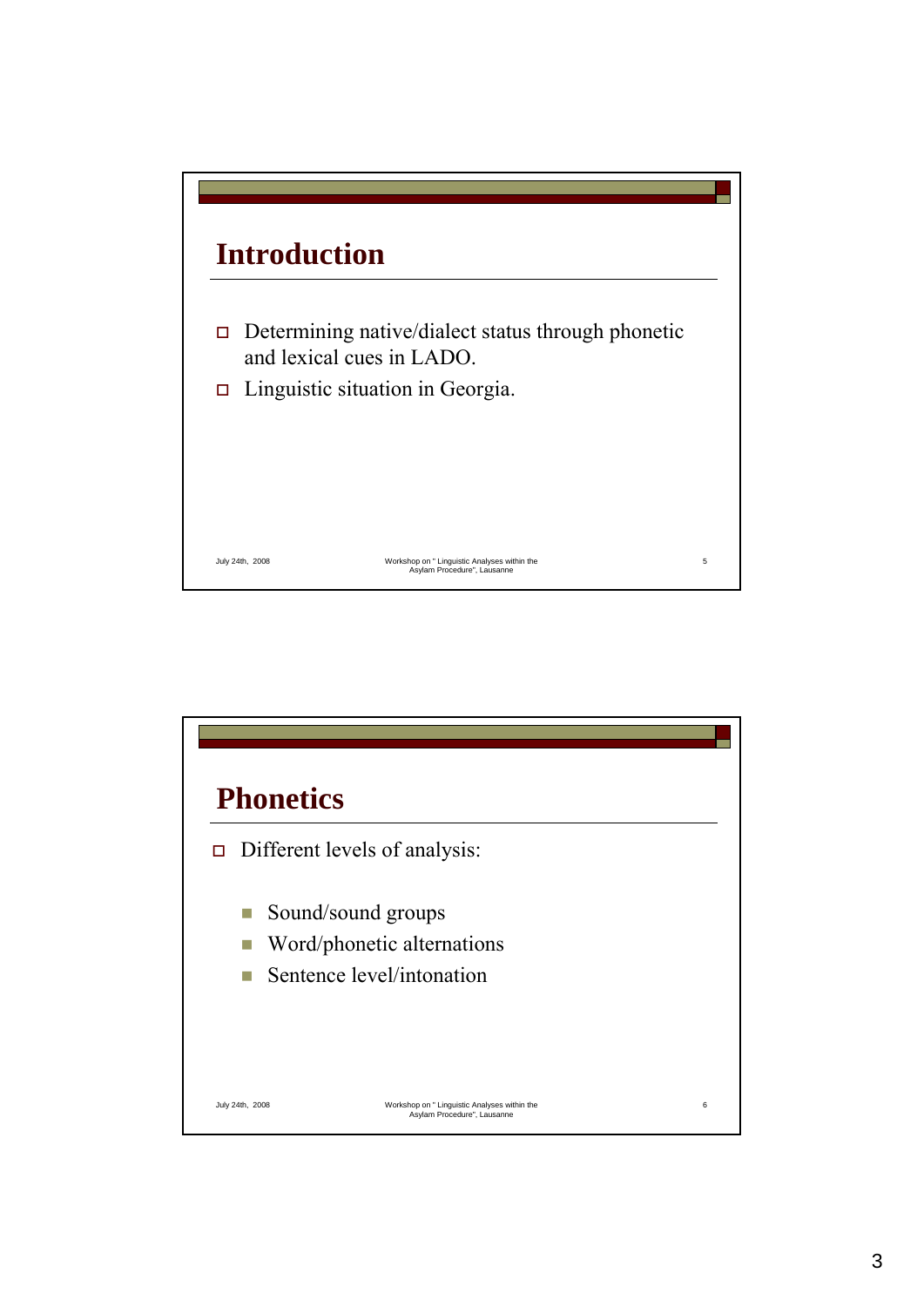## Introduction

- Determining native/dialect status through phonetic and lexical cues in LADO.
- Linguistic situation in Georgia.

## Phonetics

- Different levels of analysis:
  - Sound/sound groups
  - Word/phonetic alternations
  - Sentence level/intonation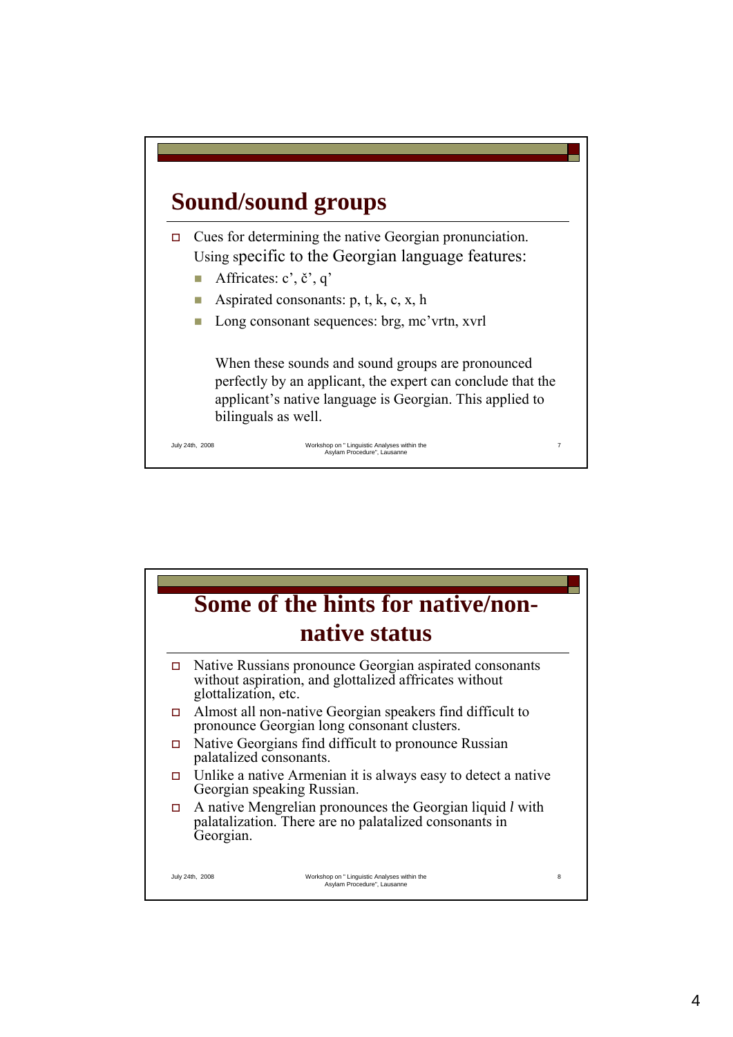## Sound/sound groups

- Cues for determining the native Georgian pronunciation. Using specific to the Georgian language features:
  - Affricates: c’, č’, q’
  - Aspirated consonants: p, t, k, c, x, h
  - Long consonant sequences: brg, mc’vrtn, xvrl

  When these sounds and sound groups are pronounced perfectly by an applicant, the expert can conclude that the applicant’s native language is Georgian. This applied to bilinguals as well.

## Some of the hints for native/non-native status

- Native Russians pronounce Georgian aspirated consonants without aspiration, and glottalized affricates without glottalization, etc.
- Almost all non-native Georgian speakers find difficult to pronounce Georgian long consonant clusters.
- Native Georgians find difficult to pronounce Russian palatalized consonants.
- Unlike a native Armenian it is always easy to detect a native Georgian speaking Russian.
- A native Mengrelian pronounces the Georgian liquid *l* with palatalization. There are no palatalized consonants in Georgian.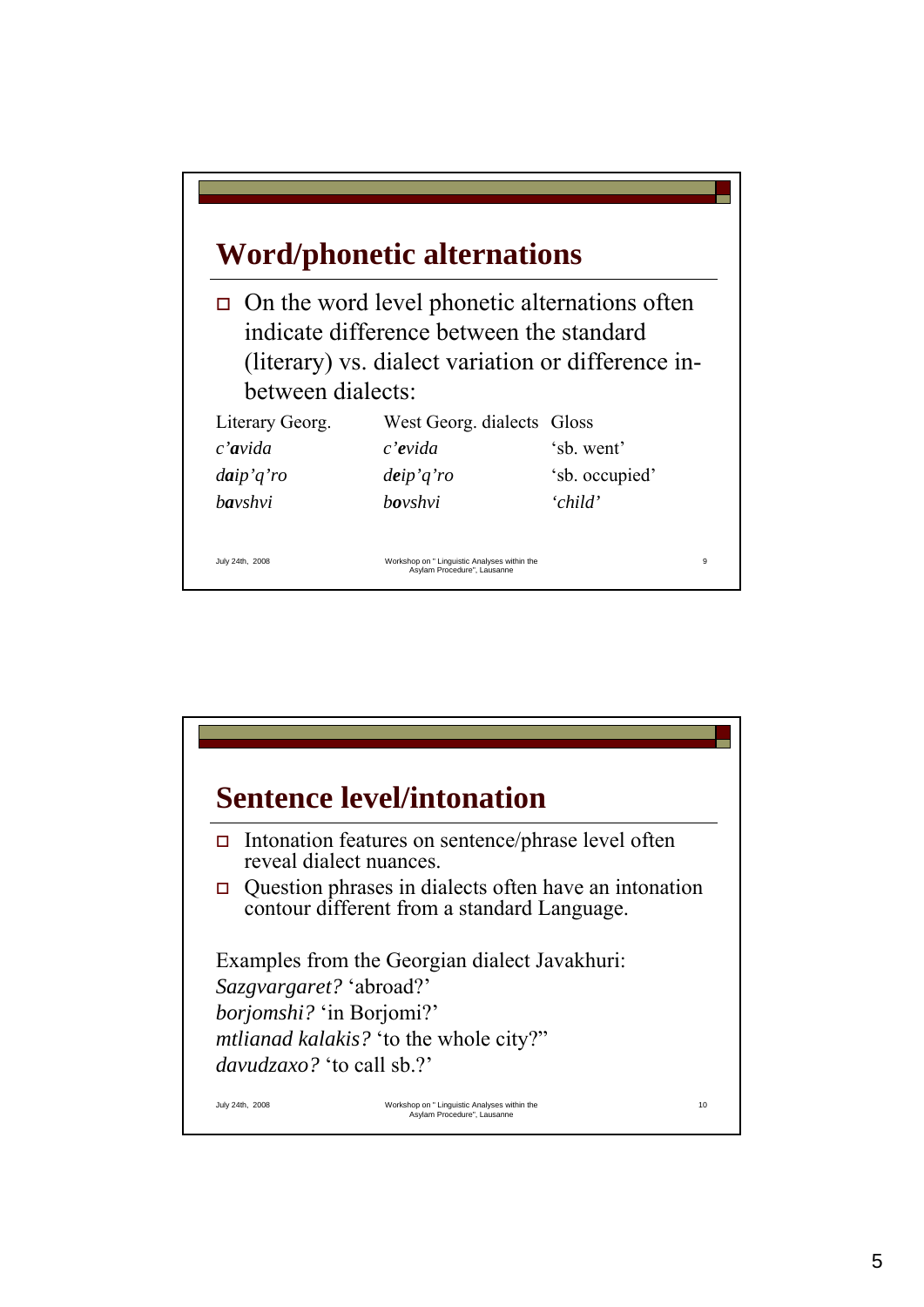## Word/phonetic alternations

- On the word level phonetic alternations often indicate difference between the standard (literary) vs. dialect variation or difference in-between dialects:

| Literary Georg. | West Georg. dialects | Gloss |
|---|---|---|
| *c'**a**vida* | *c'**e**vida* | 'sb. went' |
| *d**a**ip'q'ro* | *d**e**ip'q'ro* | 'sb. occupied' |
| *b**a**vshvi* | *b**o**vshvi* | *'child'* |

## Sentence level/intonation

- Intonation features on sentence/phrase level often reveal dialect nuances.
- Question phrases in dialects often have an intonation contour different from a standard Language.

Examples from the Georgian dialect Javakhuri:
*Sazgvargaret?* 'abroad?'
*borjomshi?* 'in Borjomi?'
*mtlianad kalakis?* 'to the whole city?"
*davudzaxo?* 'to call sb.?'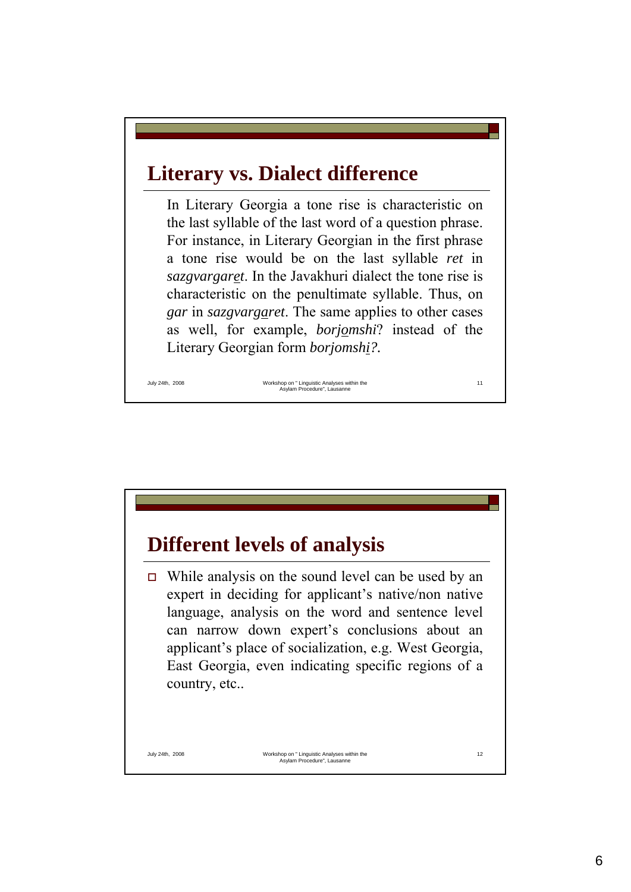## Literary vs. Dialect difference

In Literary Georgia a tone rise is characteristic on the last syllable of the last word of a question phrase. For instance, in Literary Georgian in the first phrase a tone rise would be on the last syllable *ret* in *sazgvargar<u>e</u>t*. In the Javakhuri dialect the tone rise is characteristic on the penultimate syllable. Thus, on *gar* in *sazgvarg<u>a</u>ret*. The same applies to other cases as well, for example, *borj<u>o</u>mshi*? instead of the Literary Georgian form *borjomsh<u>i</u>?*.

## Different levels of analysis

- While analysis on the sound level can be used by an expert in deciding for applicant's native/non native language, analysis on the word and sentence level can narrow down expert's conclusions about an applicant's place of socialization, e.g. West Georgia, East Georgia, even indicating specific regions of a country, etc..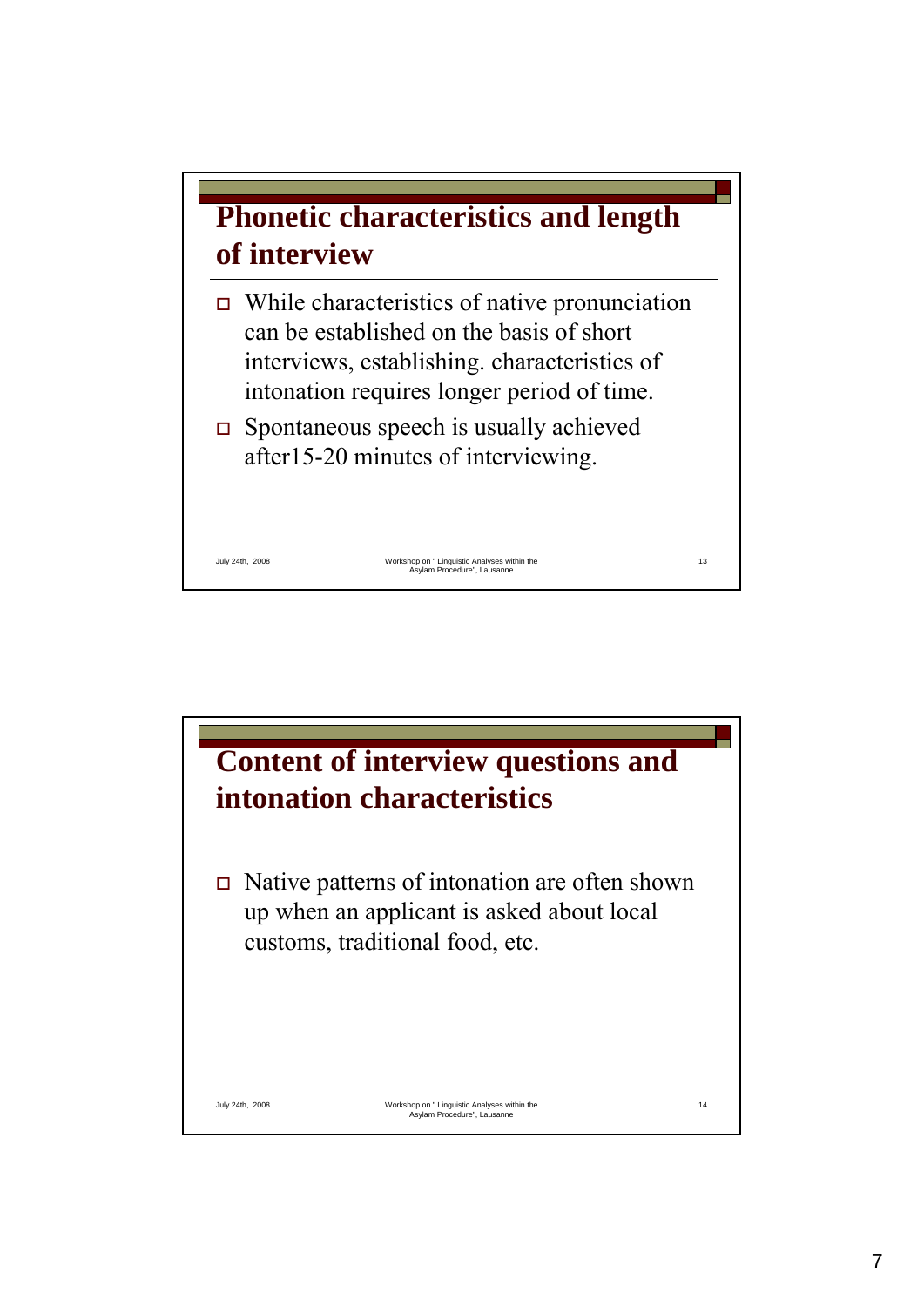## Phonetic characteristics and length of interview

- While characteristics of native pronunciation can be established on the basis of short interviews, establishing. characteristics of intonation requires longer period of time.
- Spontaneous speech is usually achieved after15-20 minutes of interviewing.

## Content of interview questions and intonation characteristics

- Native patterns of intonation are often shown up when an applicant is asked about local customs, traditional food, etc.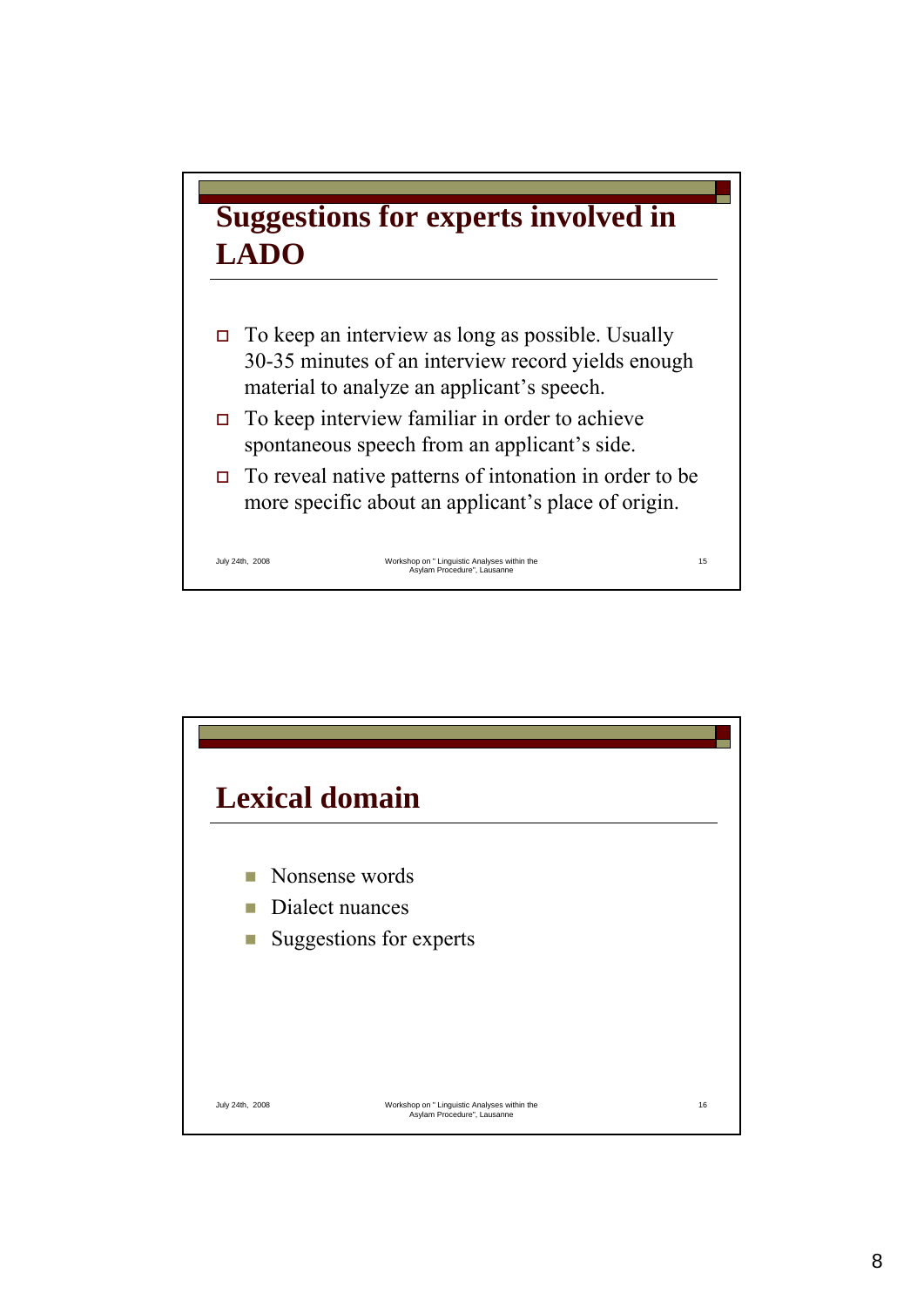## Suggestions for experts involved in LADO

- To keep an interview as long as possible. Usually 30-35 minutes of an interview record yields enough material to analyze an applicant's speech.
- To keep interview familiar in order to achieve spontaneous speech from an applicant's side.
- To reveal native patterns of intonation in order to be more specific about an applicant's place of origin.

## Lexical domain

- Nonsense words
- Dialect nuances
- Suggestions for experts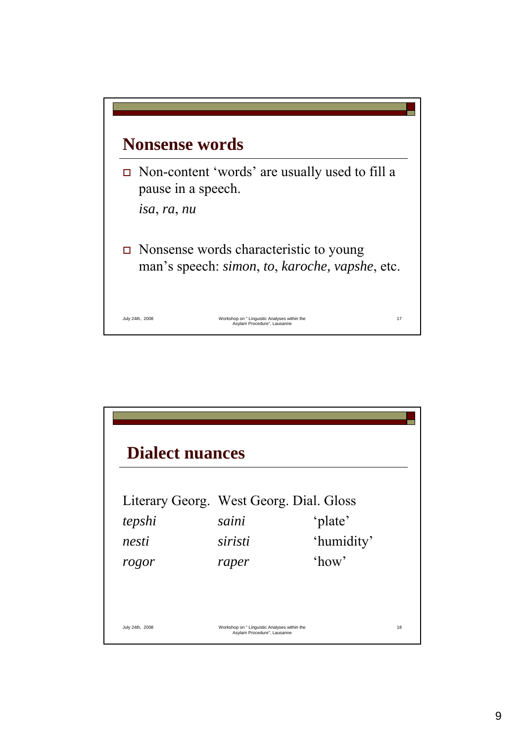## Nonsense words

- Non-content 'words' are usually used to fill a pause in a speech.

  *isa*, *ra*, *nu*

- Nonsense words characteristic to young man's speech: *simon*, *to*, *karoche, vapshe*, etc.

## Dialect nuances

| Literary Georg. | West Georg. Dial. | Gloss |
|---|---|---|
| *tepshi* | *saini* | 'plate' |
| *nesti* | *siristi* | 'humidity' |
| *rogor* | *raper* | 'how' |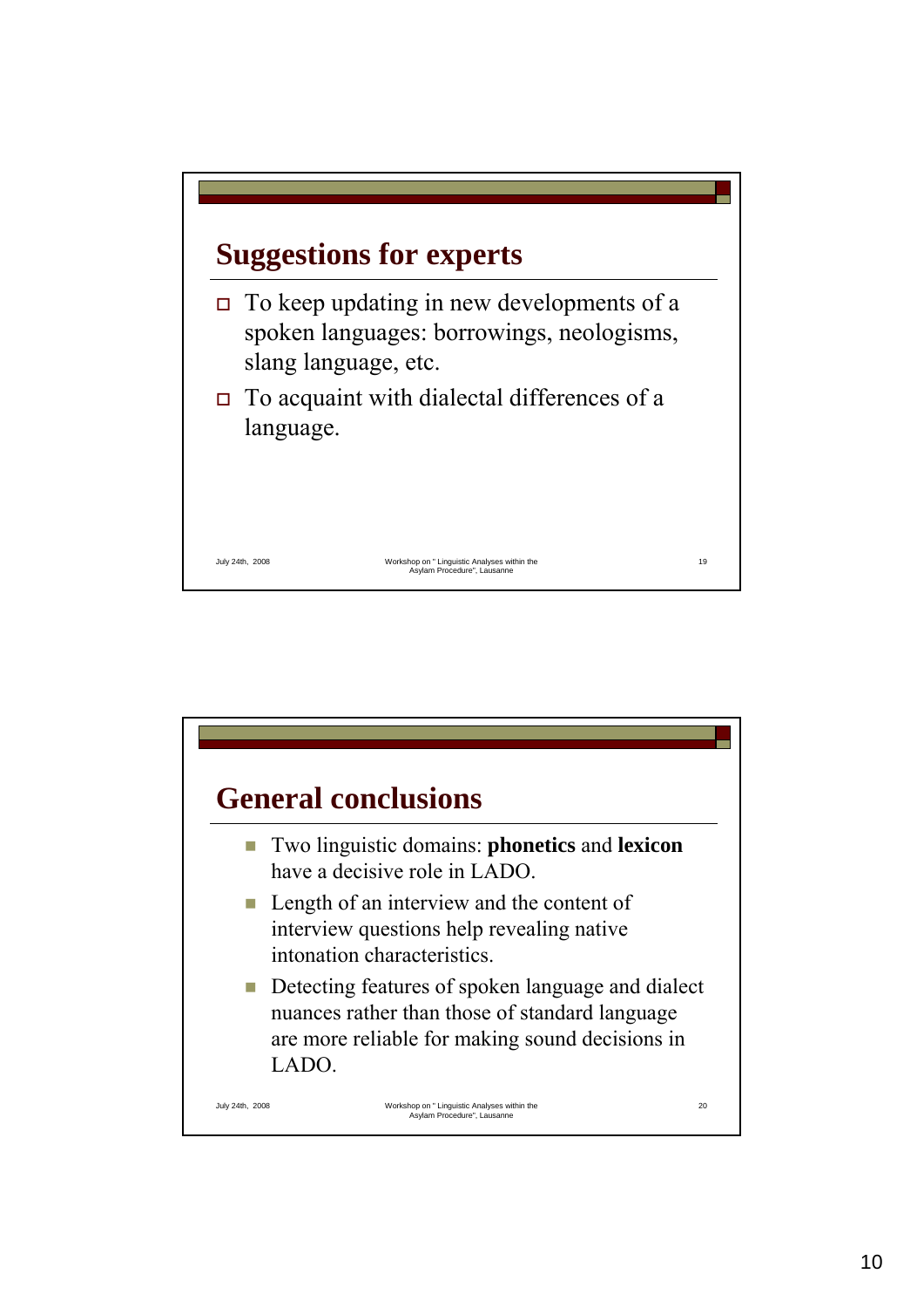## Suggestions for experts

- To keep updating in new developments of a spoken languages: borrowings, neologisms, slang language, etc.
- To acquaint with dialectal differences of a language.

## General conclusions

- Two linguistic domains: **phonetics** and **lexicon** have a decisive role in LADO.
- Length of an interview and the content of interview questions help revealing native intonation characteristics.
- Detecting features of spoken language and dialect nuances rather than those of standard language are more reliable for making sound decisions in LADO.